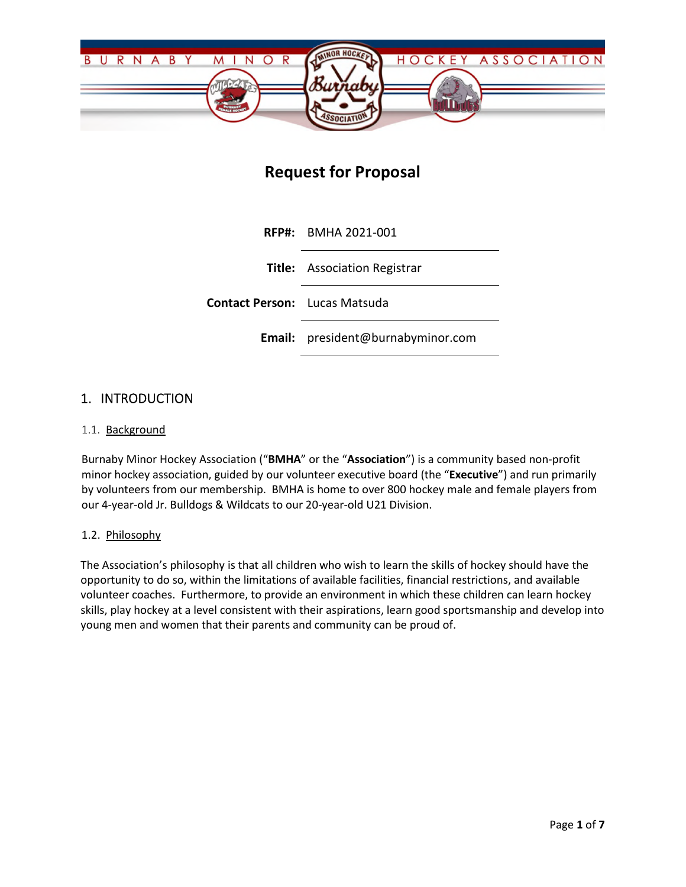# Request for Proposal

| | |
|---|---|
| **RFP#:** | BMHA 2021-001 |
| **Title:** | Association Registrar |
| **Contact Person:** | Lucas Matsuda |
| **Email:** | president@burnabyminor.com |

## 1. INTRODUCTION

### 1.1. Background

Burnaby Minor Hockey Association ("**BMHA**" or the "**Association**") is a community based non-profit minor hockey association, guided by our volunteer executive board (the "**Executive**") and run primarily by volunteers from our membership. BMHA is home to over 800 hockey male and female players from our 4-year-old Jr. Bulldogs & Wildcats to our 20-year-old U21 Division.

### 1.2. Philosophy

The Association's philosophy is that all children who wish to learn the skills of hockey should have the opportunity to do so, within the limitations of available facilities, financial restrictions, and available volunteer coaches. Furthermore, to provide an environment in which these children can learn hockey skills, play hockey at a level consistent with their aspirations, learn good sportsmanship and develop into young men and women that their parents and community can be proud of.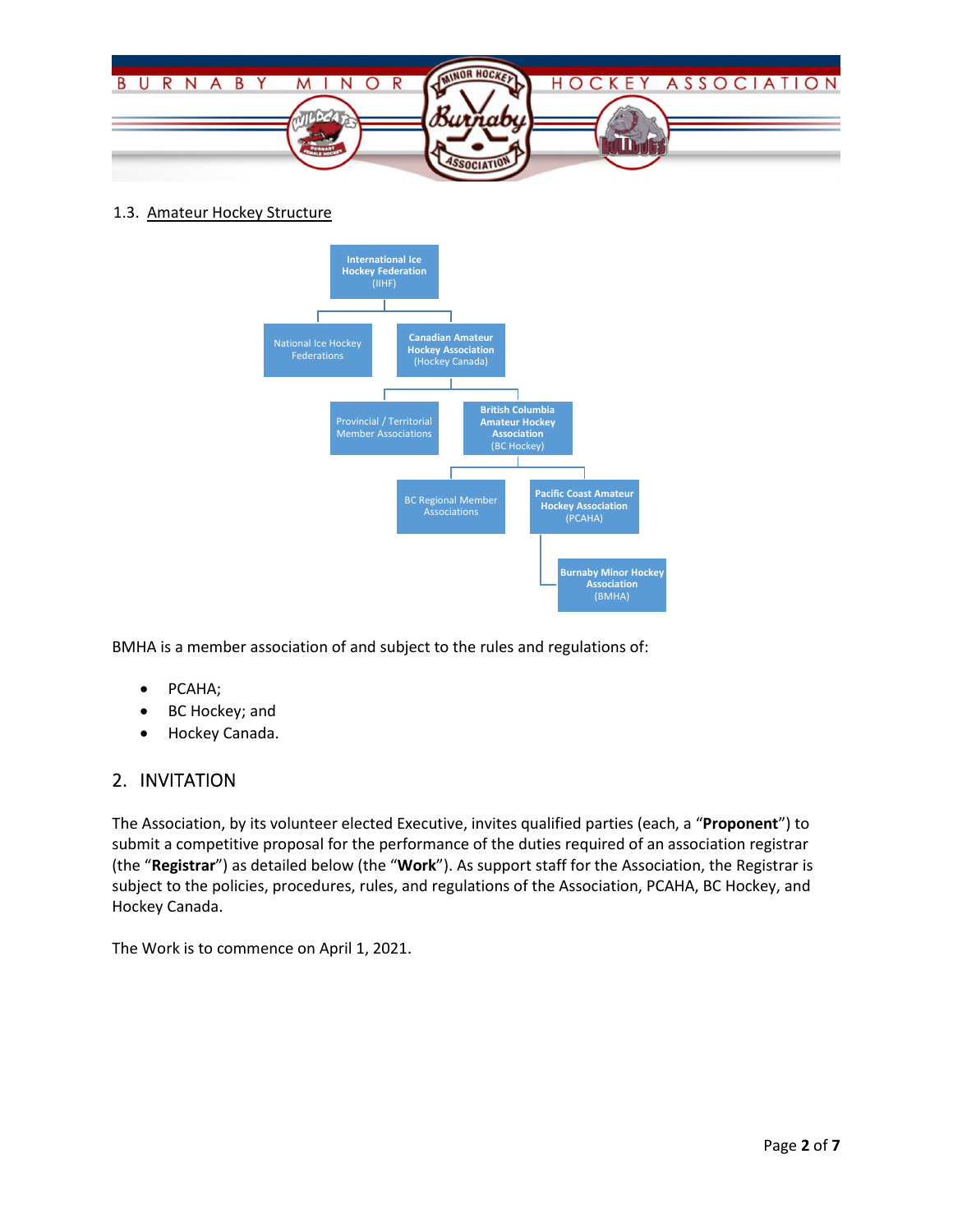## 1.3. Amateur Hockey Structure

- **International Ice Hockey Federation** (IIHF)
  - National Ice Hockey Federations
  - **Canadian Amateur Hockey Association** (Hockey Canada)
    - Provincial / Territorial Member Associations
    - **British Columbia Amateur Hockey Association** (BC Hockey)
      - BC Regional Member Associations
      - **Pacific Coast Amateur Hockey Association** (PCAHA)
        - **Burnaby Minor Hockey Association** (BMHA)

BMHA is a member association of and subject to the rules and regulations of:

- PCAHA;
- BC Hockey; and
- Hockey Canada.

## 2. INVITATION

The Association, by its volunteer elected Executive, invites qualified parties (each, a "**Proponent**") to submit a competitive proposal for the performance of the duties required of an association registrar (the "**Registrar**") as detailed below (the "**Work**"). As support staff for the Association, the Registrar is subject to the policies, procedures, rules, and regulations of the Association, PCAHA, BC Hockey, and Hockey Canada.

The Work is to commence on April 1, 2021.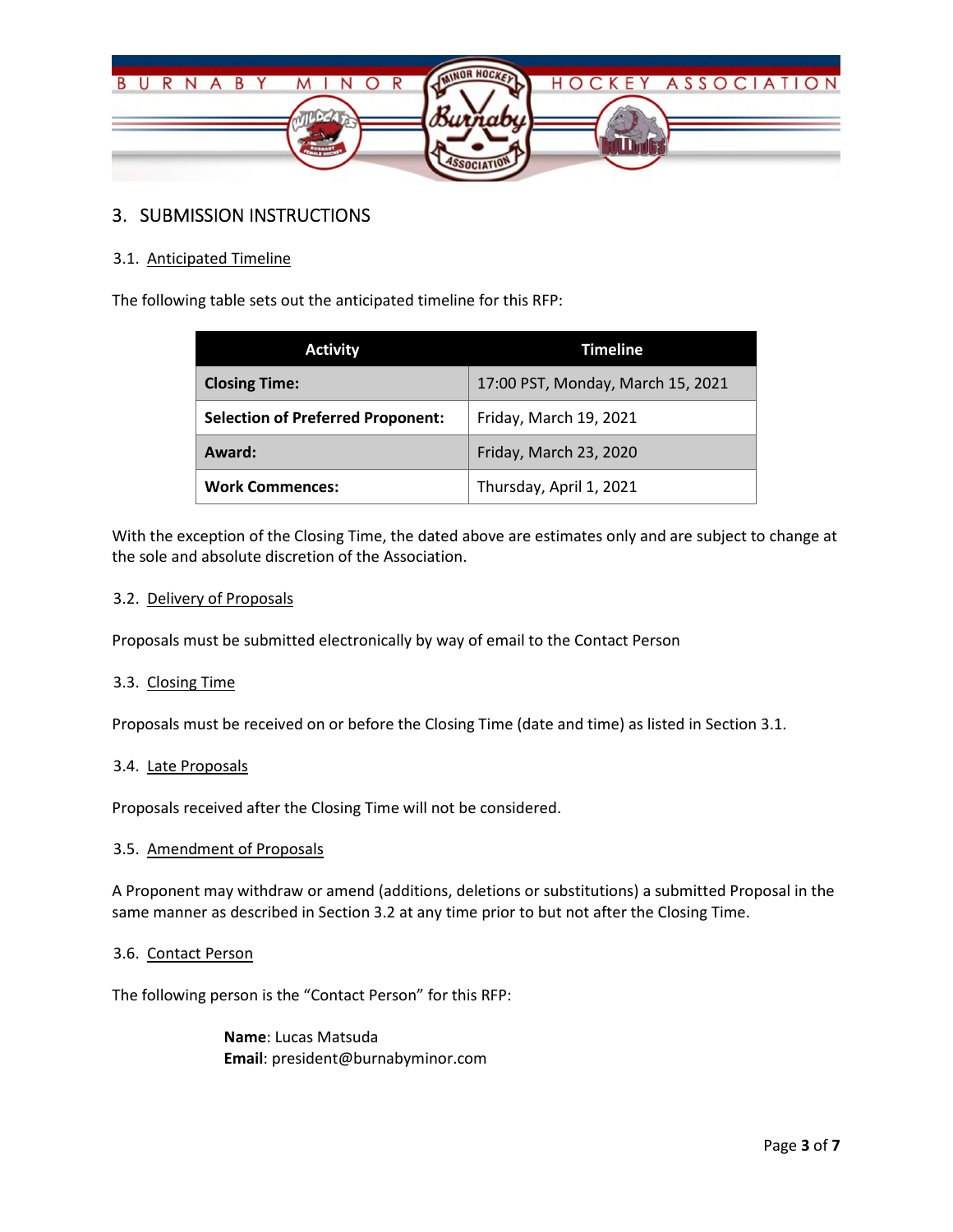## 3. SUBMISSION INSTRUCTIONS

### 3.1. Anticipated Timeline

The following table sets out the anticipated timeline for this RFP:

| Activity | Timeline |
|---|---|
| **Closing Time:** | 17:00 PST, Monday, March 15, 2021 |
| **Selection of Preferred Proponent:** | Friday, March 19, 2021 |
| **Award:** | Friday, March 23, 2020 |
| **Work Commences:** | Thursday, April 1, 2021 |

With the exception of the Closing Time, the dated above are estimates only and are subject to change at the sole and absolute discretion of the Association.

### 3.2. Delivery of Proposals

Proposals must be submitted electronically by way of email to the Contact Person

### 3.3. Closing Time

Proposals must be received on or before the Closing Time (date and time) as listed in Section 3.1.

### 3.4. Late Proposals

Proposals received after the Closing Time will not be considered.

### 3.5. Amendment of Proposals

A Proponent may withdraw or amend (additions, deletions or substitutions) a submitted Proposal in the same manner as described in Section 3.2 at any time prior to but not after the Closing Time.

### 3.6. Contact Person

The following person is the "Contact Person" for this RFP:

**Name**: Lucas Matsuda
**Email**: president@burnabyminor.com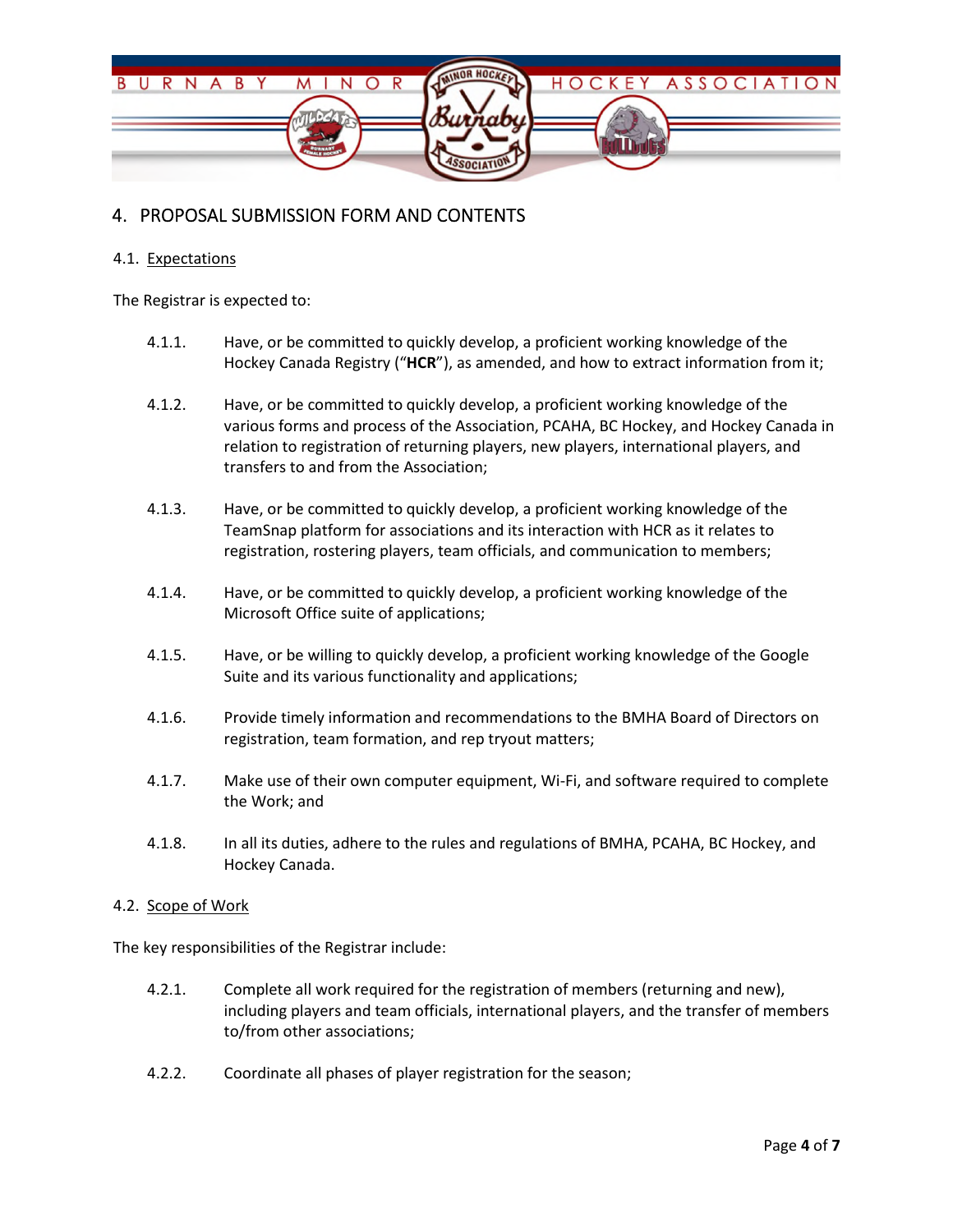## 4. PROPOSAL SUBMISSION FORM AND CONTENTS

### 4.1. Expectations

The Registrar is expected to:

4.1.1. Have, or be committed to quickly develop, a proficient working knowledge of the Hockey Canada Registry ("**HCR**"), as amended, and how to extract information from it;

4.1.2. Have, or be committed to quickly develop, a proficient working knowledge of the various forms and process of the Association, PCAHA, BC Hockey, and Hockey Canada in relation to registration of returning players, new players, international players, and transfers to and from the Association;

4.1.3. Have, or be committed to quickly develop, a proficient working knowledge of the TeamSnap platform for associations and its interaction with HCR as it relates to registration, rostering players, team officials, and communication to members;

4.1.4. Have, or be committed to quickly develop, a proficient working knowledge of the Microsoft Office suite of applications;

4.1.5. Have, or be willing to quickly develop, a proficient working knowledge of the Google Suite and its various functionality and applications;

4.1.6. Provide timely information and recommendations to the BMHA Board of Directors on registration, team formation, and rep tryout matters;

4.1.7. Make use of their own computer equipment, Wi-Fi, and software required to complete the Work; and

4.1.8. In all its duties, adhere to the rules and regulations of BMHA, PCAHA, BC Hockey, and Hockey Canada.

### 4.2. Scope of Work

The key responsibilities of the Registrar include:

4.2.1. Complete all work required for the registration of members (returning and new), including players and team officials, international players, and the transfer of members to/from other associations;

4.2.2. Coordinate all phases of player registration for the season;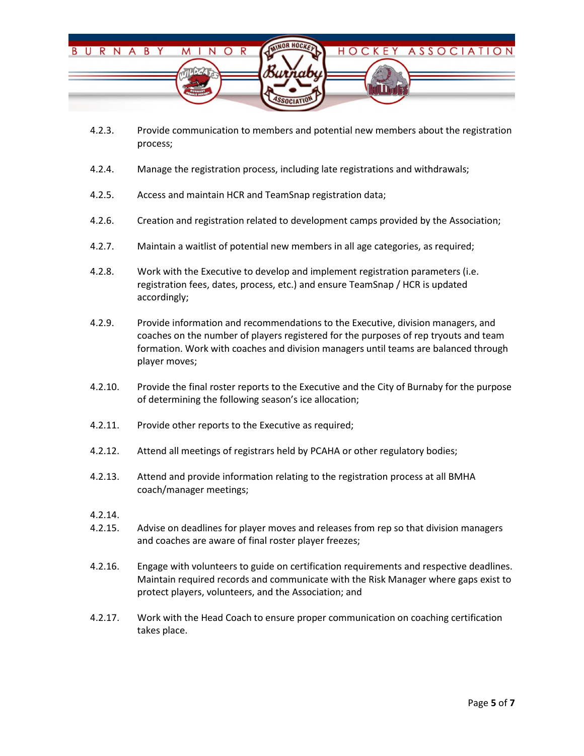4.2.3. Provide communication to members and potential new members about the registration process;

4.2.4. Manage the registration process, including late registrations and withdrawals;

4.2.5. Access and maintain HCR and TeamSnap registration data;

4.2.6. Creation and registration related to development camps provided by the Association;

4.2.7. Maintain a waitlist of potential new members in all age categories, as required;

4.2.8. Work with the Executive to develop and implement registration parameters (i.e. registration fees, dates, process, etc.) and ensure TeamSnap / HCR is updated accordingly;

4.2.9. Provide information and recommendations to the Executive, division managers, and coaches on the number of players registered for the purposes of rep tryouts and team formation. Work with coaches and division managers until teams are balanced through player moves;

4.2.10. Provide the final roster reports to the Executive and the City of Burnaby for the purpose of determining the following season's ice allocation;

4.2.11. Provide other reports to the Executive as required;

4.2.12. Attend all meetings of registrars held by PCAHA or other regulatory bodies;

4.2.13. Attend and provide information relating to the registration process at all BMHA coach/manager meetings;

4.2.14.

4.2.15. Advise on deadlines for player moves and releases from rep so that division managers and coaches are aware of final roster player freezes;

4.2.16. Engage with volunteers to guide on certification requirements and respective deadlines. Maintain required records and communicate with the Risk Manager where gaps exist to protect players, volunteers, and the Association; and

4.2.17. Work with the Head Coach to ensure proper communication on coaching certification takes place.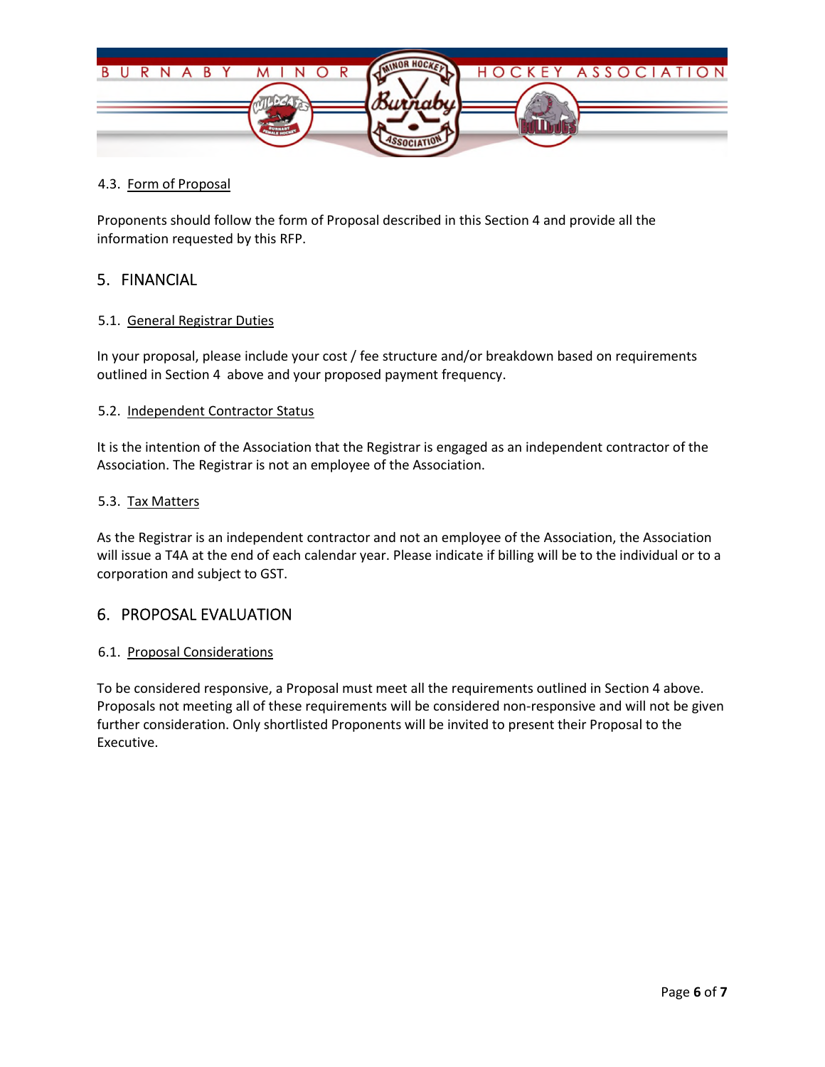### 4.3. Form of Proposal

Proponents should follow the form of Proposal described in this Section 4 and provide all the information requested by this RFP.

## 5. FINANCIAL

### 5.1. General Registrar Duties

In your proposal, please include your cost / fee structure and/or breakdown based on requirements outlined in Section 4 above and your proposed payment frequency.

### 5.2. Independent Contractor Status

It is the intention of the Association that the Registrar is engaged as an independent contractor of the Association. The Registrar is not an employee of the Association.

### 5.3. Tax Matters

As the Registrar is an independent contractor and not an employee of the Association, the Association will issue a T4A at the end of each calendar year. Please indicate if billing will be to the individual or to a corporation and subject to GST.

## 6. PROPOSAL EVALUATION

### 6.1. Proposal Considerations

To be considered responsive, a Proposal must meet all the requirements outlined in Section 4 above. Proposals not meeting all of these requirements will be considered non-responsive and will not be given further consideration. Only shortlisted Proponents will be invited to present their Proposal to the Executive.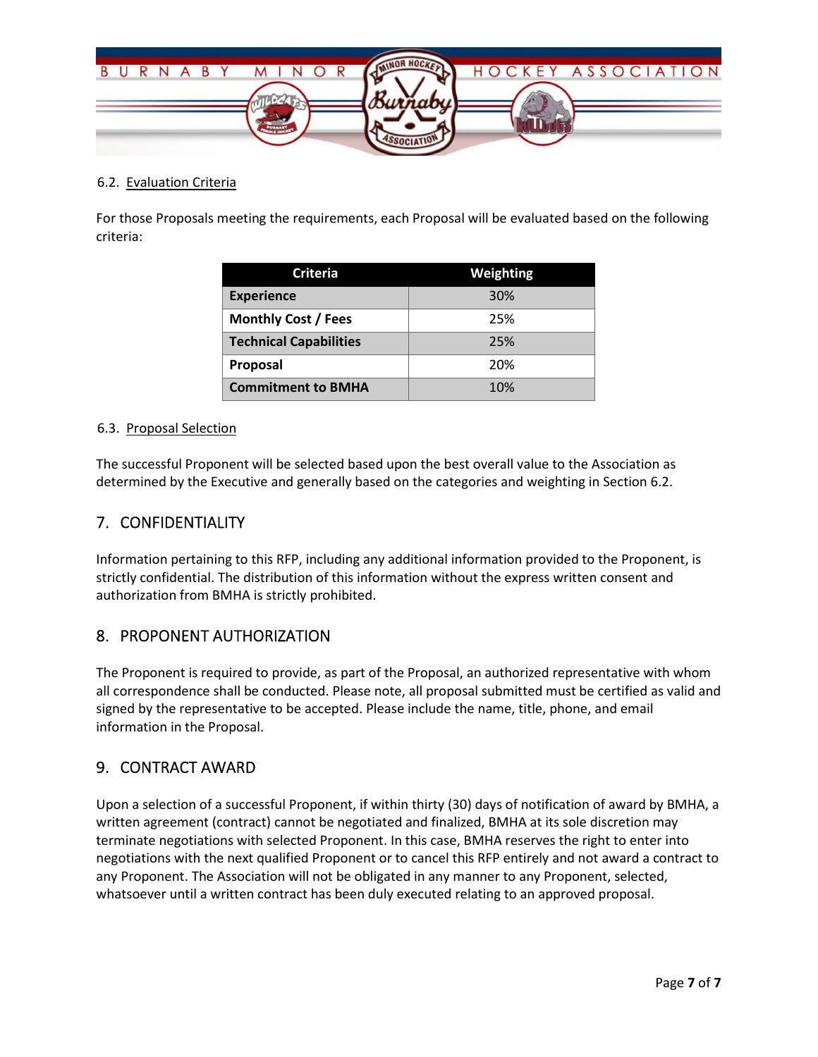### 6.2. Evaluation Criteria

For those Proposals meeting the requirements, each Proposal will be evaluated based on the following criteria:

| Criteria | Weighting |
|---|---|
| **Experience** | 30% |
| **Monthly Cost / Fees** | 25% |
| **Technical Capabilities** | 25% |
| **Proposal** | 20% |
| **Commitment to BMHA** | 10% |

### 6.3. Proposal Selection

The successful Proponent will be selected based upon the best overall value to the Association as determined by the Executive and generally based on the categories and weighting in Section 6.2.

## 7. CONFIDENTIALITY

Information pertaining to this RFP, including any additional information provided to the Proponent, is strictly confidential. The distribution of this information without the express written consent and authorization from BMHA is strictly prohibited.

## 8. PROPONENT AUTHORIZATION

The Proponent is required to provide, as part of the Proposal, an authorized representative with whom all correspondence shall be conducted. Please note, all proposal submitted must be certified as valid and signed by the representative to be accepted. Please include the name, title, phone, and email information in the Proposal.

## 9. CONTRACT AWARD

Upon a selection of a successful Proponent, if within thirty (30) days of notification of award by BMHA, a written agreement (contract) cannot be negotiated and finalized, BMHA at its sole discretion may terminate negotiations with selected Proponent. In this case, BMHA reserves the right to enter into negotiations with the next qualified Proponent or to cancel this RFP entirely and not award a contract to any Proponent. The Association will not be obligated in any manner to any Proponent, selected, whatsoever until a written contract has been duly executed relating to an approved proposal.